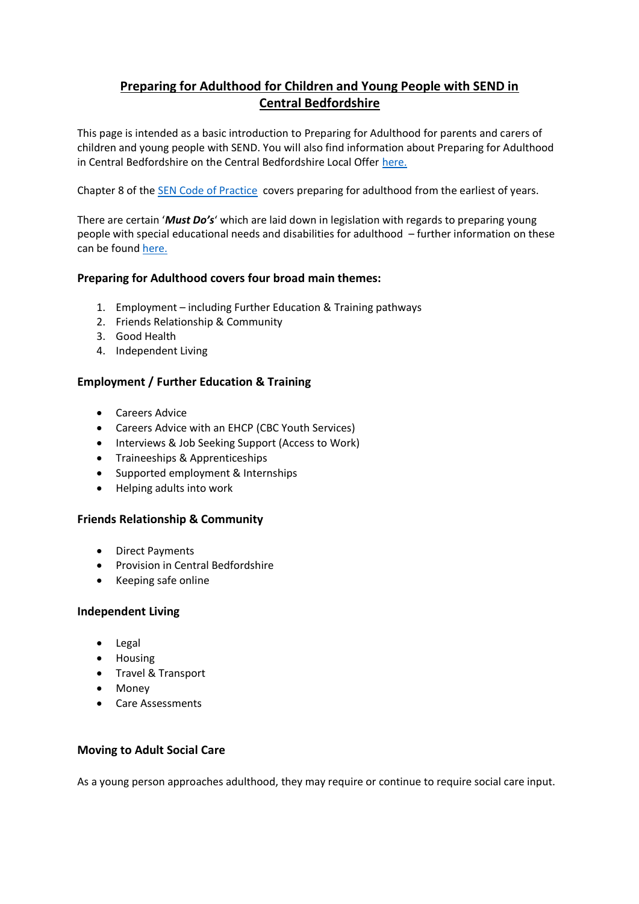# Preparing for Adulthood for Children and Young People with SEND in Central Bedfordshire

This page is intended as a basic introduction to Preparing for Adulthood for parents and carers of children and young people with SEND. You will also find information about Preparing for Adulthood in Central Bedfordshire on the Central Bedfordshire Local Offer [here.]()

Chapter 8 of the [SEN Code of Practice]() covers preparing for adulthood from the earliest of years.

There are certain '***Must Do's***' which are laid down in legislation with regards to preparing young people with special educational needs and disabilities for adulthood – further information on these can be found [here.]()

### Preparing for Adulthood covers four broad main themes:

1. Employment – including Further Education & Training pathways
2. Friends Relationship & Community
3. Good Health
4. Independent Living

### Employment / Further Education & Training

- Careers Advice
- Careers Advice with an EHCP (CBC Youth Services)
- Interviews & Job Seeking Support (Access to Work)
- Traineeships & Apprenticeships
- Supported employment & Internships
- Helping adults into work

### Friends Relationship & Community

- Direct Payments
- Provision in Central Bedfordshire
- Keeping safe online

### Independent Living

- Legal
- Housing
- Travel & Transport
- Money
- Care Assessments

### Moving to Adult Social Care

As a young person approaches adulthood, they may require or continue to require social care input.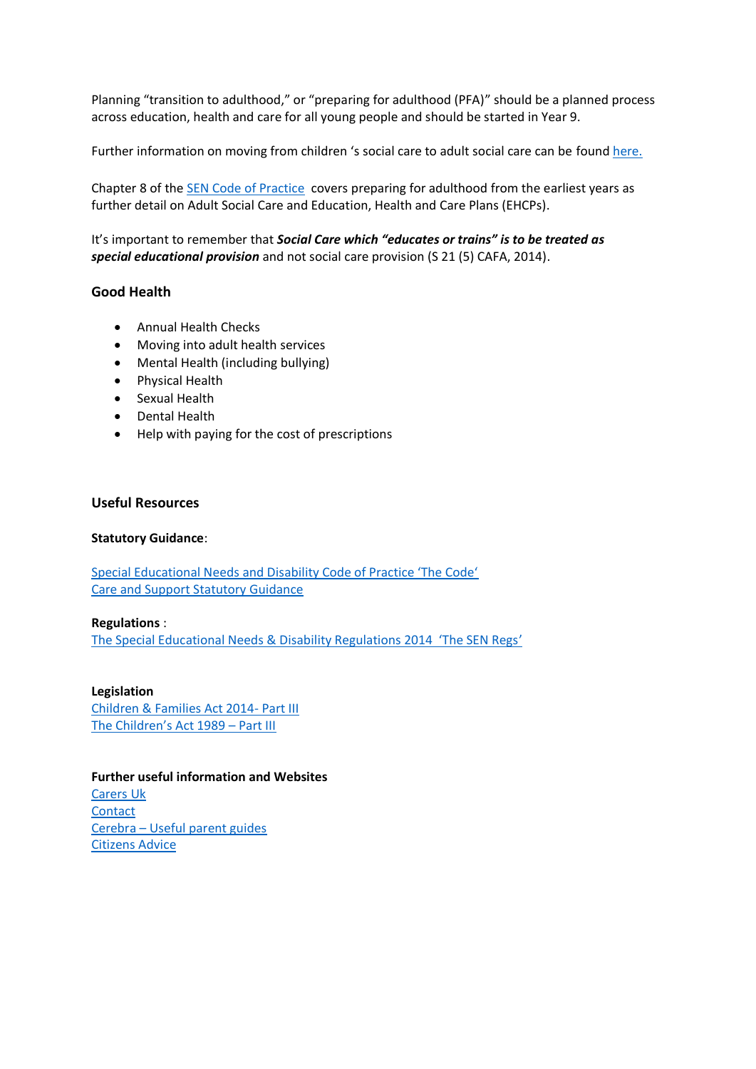Planning "transition to adulthood," or "preparing for adulthood (PFA)" should be a planned process across education, health and care for all young people and should be started in Year 9.

Further information on moving from children 's social care to adult social care can be found here.

Chapter 8 of the SEN Code of Practice covers preparing for adulthood from the earliest years as further detail on Adult Social Care and Education, Health and Care Plans (EHCPs).

It's important to remember that ***Social Care which "educates or trains" is to be treated as special educational provision*** and not social care provision (S 21 (5) CAFA, 2014).

## Good Health

- Annual Health Checks
- Moving into adult health services
- Mental Health (including bullying)
- Physical Health
- Sexual Health
- Dental Health
- Help with paying for the cost of prescriptions

## Useful Resources

**Statutory Guidance**:

Special Educational Needs and Disability Code of Practice 'The Code'
Care and Support Statutory Guidance

**Regulations** :
The Special Educational Needs & Disability Regulations 2014 'The SEN Regs'

**Legislation**
Children & Families Act 2014- Part III
The Children's Act 1989 – Part III

**Further useful information and Websites**
Carers Uk
Contact
Cerebra – Useful parent guides
Citizens Advice